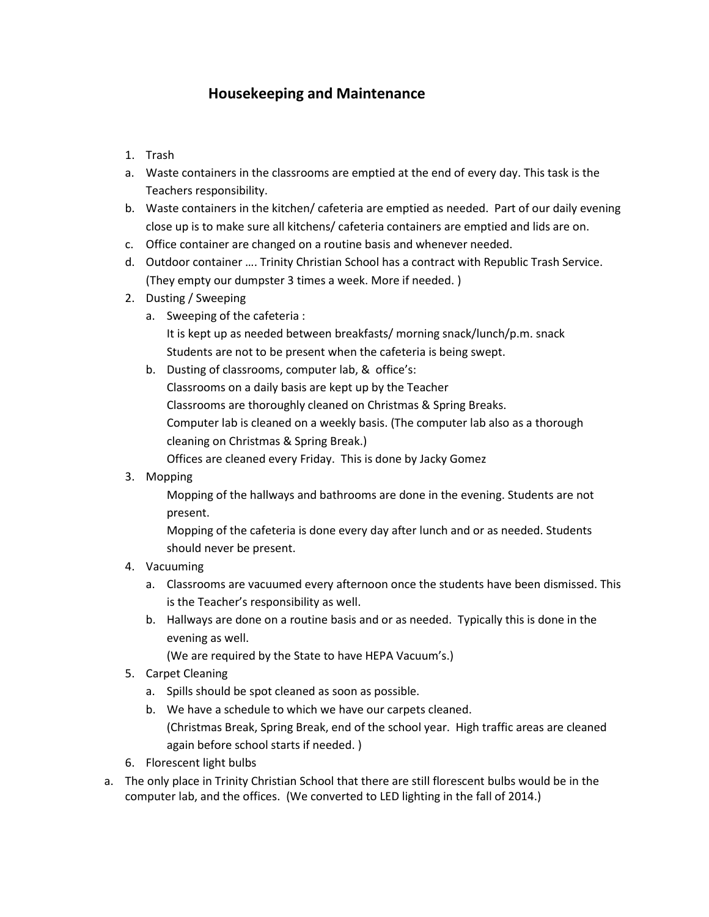# Housekeeping and Maintenance

1. Trash
   a. Waste containers in the classrooms are emptied at the end of every day. This task is the Teachers responsibility.
   b. Waste containers in the kitchen/ cafeteria are emptied as needed. Part of our daily evening close up is to make sure all kitchens/ cafeteria containers are emptied and lids are on.
   c. Office container are changed on a routine basis and whenever needed.
   d. Outdoor container …. Trinity Christian School has a contract with Republic Trash Service. (They empty our dumpster 3 times a week. More if needed. )
2. Dusting / Sweeping
   a. Sweeping of the cafeteria :
      It is kept up as needed between breakfasts/ morning snack/lunch/p.m. snack
      Students are not to be present when the cafeteria is being swept.
   b. Dusting of classrooms, computer lab, & office's:
      Classrooms on a daily basis are kept up by the Teacher
      Classrooms are thoroughly cleaned on Christmas & Spring Breaks.
      Computer lab is cleaned on a weekly basis. (The computer lab also as a thorough cleaning on Christmas & Spring Break.)
      Offices are cleaned every Friday. This is done by Jacky Gomez
3. Mopping
   Mopping of the hallways and bathrooms are done in the evening. Students are not present.
   Mopping of the cafeteria is done every day after lunch and or as needed. Students should never be present.
4. Vacuuming
   a. Classrooms are vacuumed every afternoon once the students have been dismissed. This is the Teacher's responsibility as well.
   b. Hallways are done on a routine basis and or as needed. Typically this is done in the evening as well.
      (We are required by the State to have HEPA Vacuum's.)
5. Carpet Cleaning
   a. Spills should be spot cleaned as soon as possible.
   b. We have a schedule to which we have our carpets cleaned.
      (Christmas Break, Spring Break, end of the school year. High traffic areas are cleaned again before school starts if needed. )
6. Florescent light bulbs
   a. The only place in Trinity Christian School that there are still florescent bulbs would be in the computer lab, and the offices. (We converted to LED lighting in the fall of 2014.)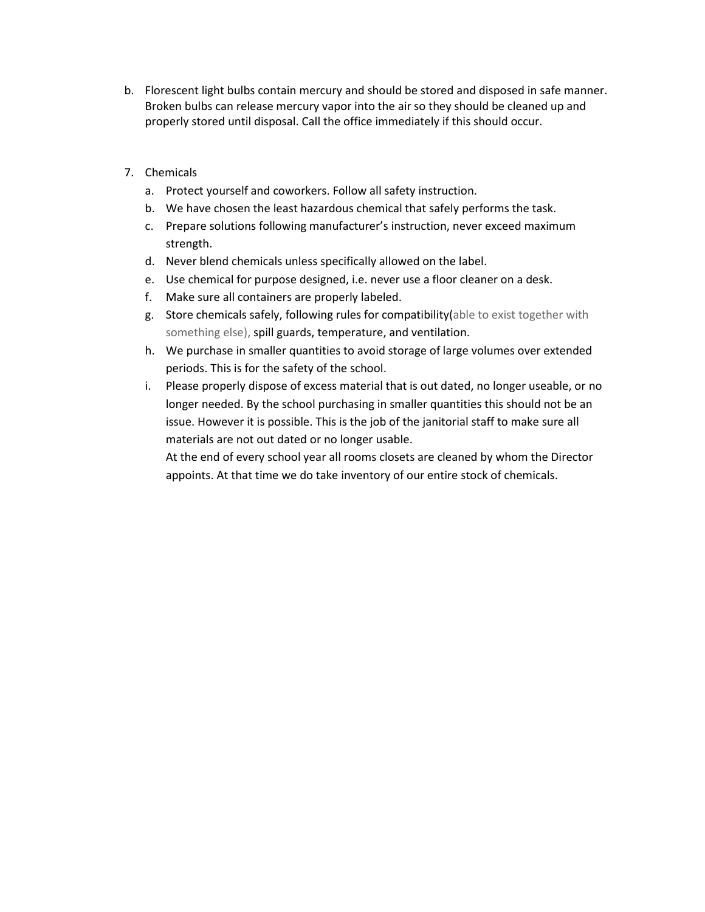b. Florescent light bulbs contain mercury and should be stored and disposed in safe manner. Broken bulbs can release mercury vapor into the air so they should be cleaned up and properly stored until disposal. Call the office immediately if this should occur.

7. Chemicals
   a. Protect yourself and coworkers. Follow all safety instruction.
   b. We have chosen the least hazardous chemical that safely performs the task.
   c. Prepare solutions following manufacturer's instruction, never exceed maximum strength.
   d. Never blend chemicals unless specifically allowed on the label.
   e. Use chemical for purpose designed, i.e. never use a floor cleaner on a desk.
   f. Make sure all containers are properly labeled.
   g. Store chemicals safely, following rules for compatibility(able to exist together with something else), spill guards, temperature, and ventilation.
   h. We purchase in smaller quantities to avoid storage of large volumes over extended periods. This is for the safety of the school.
   i. Please properly dispose of excess material that is out dated, no longer useable, or no longer needed. By the school purchasing in smaller quantities this should not be an issue. However it is possible. This is the job of the janitorial staff to make sure all materials are not out dated or no longer usable.
      At the end of every school year all rooms closets are cleaned by whom the Director appoints. At that time we do take inventory of our entire stock of chemicals.